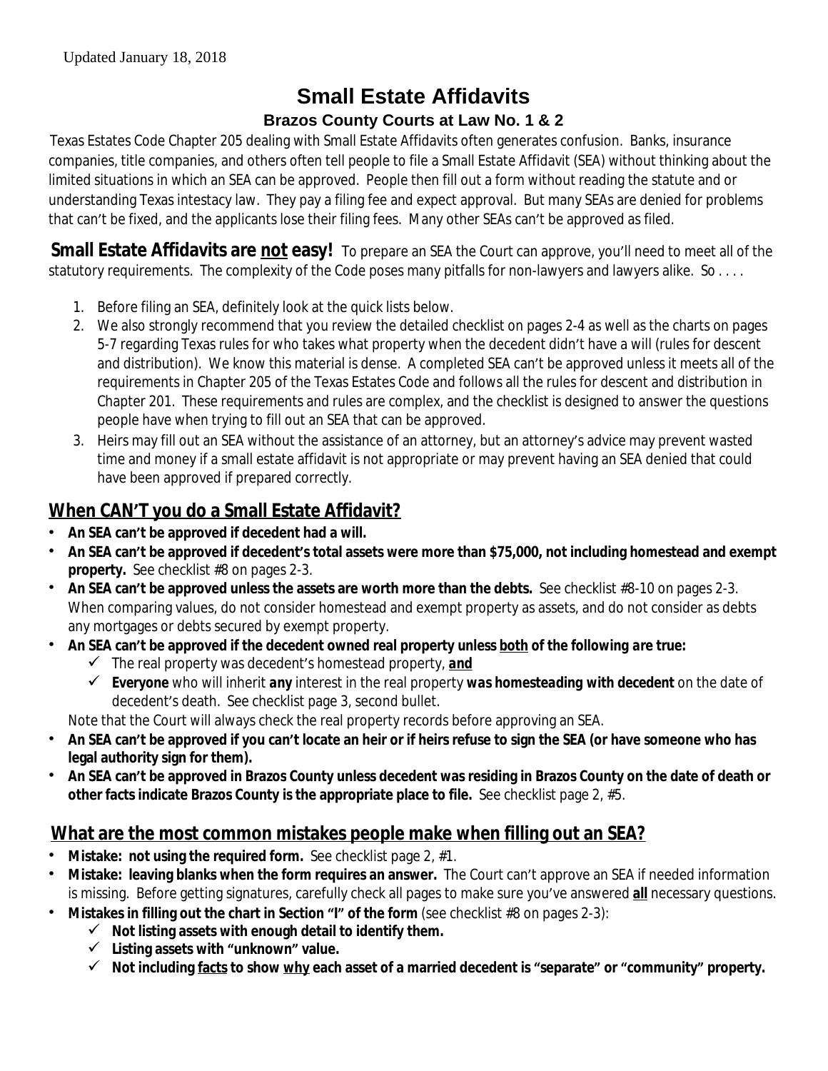Updated January 18, 2018

# Small Estate Affidavits

## Brazos County Courts at Law No. 1 & 2

Texas Estates Code Chapter 205 dealing with Small Estate Affidavits often generates confusion. Banks, insurance companies, title companies, and others often tell people to file a Small Estate Affidavit (SEA) without thinking about the limited situations in which an SEA can be approved. People then fill out a form without reading the statute and or understanding Texas intestacy law. They pay a filing fee and expect approval. But many SEAs are denied for problems that can't be fixed, and the applicants lose their filing fees. Many other SEAs can't be approved as filed.

**Small Estate Affidavits are <u>not</u> easy!** To prepare an SEA the Court can approve, you'll need to meet all of the statutory requirements. The complexity of the Code poses many pitfalls for non-lawyers and lawyers alike. So . . . .

1. Before filing an SEA, definitely look at the quick lists below.
2. We also strongly recommend that you review the detailed checklist on pages 2-4 as well as the charts on pages 5-7 regarding Texas rules for who takes what property when the decedent didn't have a will (rules for descent and distribution). We know this material is dense. A completed SEA can't be approved unless it meets all of the requirements in Chapter 205 of the Texas Estates Code and follows all the rules for descent and distribution in Chapter 201. These requirements and rules are complex, and the checklist is designed to answer the questions people have when trying to fill out an SEA that can be approved.
3. Heirs may fill out an SEA without the assistance of an attorney, but an attorney's advice may prevent wasted time and money if a small estate affidavit is not appropriate or may prevent having an SEA denied that could have been approved if prepared correctly.

## <u>When CAN'T you do a Small Estate Affidavit?</u>

- **An SEA can't be approved if decedent had a will.**
- **An SEA can't be approved if decedent's total assets were more than $75,000, not including homestead and exempt property.** See checklist #8 on pages 2-3.
- **An SEA can't be approved unless the assets are worth more than the debts.** See checklist #8-10 on pages 2-3. When comparing values, do not consider homestead and exempt property as assets, and do not consider as debts any mortgages or debts secured by exempt property.
- **An SEA can't be approved if the decedent owned real property unless <u>both</u> of the following are true:**
  - ✓ The real property was decedent's homestead property, ***<u>and</u>***
  - ✓ **Everyone** who will inherit ***any*** interest in the real property ***was homesteading with decedent*** on the date of decedent's death. See checklist page 3, second bullet.

  Note that the Court will always check the real property records before approving an SEA.
- **An SEA can't be approved if you can't locate an heir or if heirs refuse to sign the SEA (or have someone who has legal authority sign for them).**
- **An SEA can't be approved in Brazos County unless decedent was residing in Brazos County on the date of death or other facts indicate Brazos County is the appropriate place to file.** See checklist page 2, #5.

## <u>What are the most common mistakes people make when filling out an SEA?</u>

- **Mistake: not using the required form.** See checklist page 2, #1.
- **Mistake: leaving blanks when the form requires an answer.** The Court can't approve an SEA if needed information is missing. Before getting signatures, carefully check all pages to make sure you've answered **<u>all</u>** necessary questions.
- **Mistakes in filling out the chart in Section "I" of the form** (see checklist #8 on pages 2-3):
  - ✓ **Not listing assets with enough detail to identify them.**
  - ✓ **Listing assets with "unknown" value.**
  - ✓ **Not including <u>facts</u> to show <u>why</u> each asset of a married decedent is "separate" or "community" property.**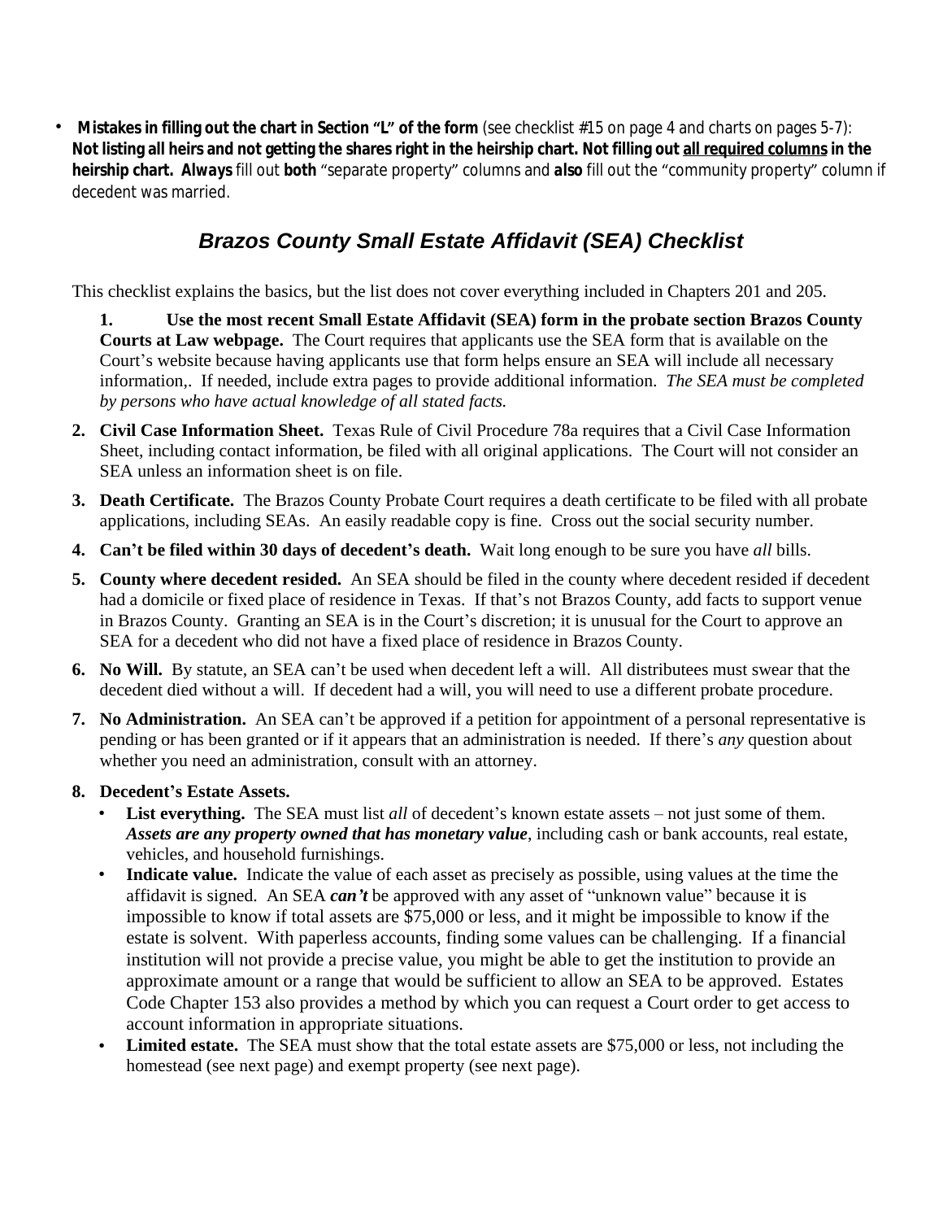- **Mistakes in filling out the chart in Section "L" of the form** (see checklist #15 on page 4 and charts on pages 5-7): **Not listing all heirs and not getting the shares right in the heirship chart. Not filling out <u>all required columns</u> in the heirship chart.** ***Always*** fill out **both** "separate property" columns and ***also*** fill out the "community property" column if decedent was married.

## *Brazos County Small Estate Affidavit (SEA) Checklist*

This checklist explains the basics, but the list does not cover everything included in Chapters 201 and 205.

1. **Use the most recent Small Estate Affidavit (SEA) form in the probate section Brazos County Courts at Law webpage.** The Court requires that applicants use the SEA form that is available on the Court's website because having applicants use that form helps ensure an SEA will include all necessary information,. If needed, include extra pages to provide additional information. *The SEA must be completed by persons who have actual knowledge of all stated facts.*

2. **Civil Case Information Sheet.** Texas Rule of Civil Procedure 78a requires that a Civil Case Information Sheet, including contact information, be filed with all original applications. The Court will not consider an SEA unless an information sheet is on file.

3. **Death Certificate.** The Brazos County Probate Court requires a death certificate to be filed with all probate applications, including SEAs. An easily readable copy is fine. Cross out the social security number.

4. **Can't be filed within 30 days of decedent's death.** Wait long enough to be sure you have *all* bills.

5. **County where decedent resided.** An SEA should be filed in the county where decedent resided if decedent had a domicile or fixed place of residence in Texas. If that's not Brazos County, add facts to support venue in Brazos County. Granting an SEA is in the Court's discretion; it is unusual for the Court to approve an SEA for a decedent who did not have a fixed place of residence in Brazos County.

6. **No Will.** By statute, an SEA can't be used when decedent left a will. All distributees must swear that the decedent died without a will. If decedent had a will, you will need to use a different probate procedure.

7. **No Administration.** An SEA can't be approved if a petition for appointment of a personal representative is pending or has been granted or if it appears that an administration is needed. If there's *any* question about whether you need an administration, consult with an attorney.

8. **Decedent's Estate Assets.**
   - **List everything.** The SEA must list *all* of decedent's known estate assets – not just some of them. ***Assets are any property owned that has monetary value***, including cash or bank accounts, real estate, vehicles, and household furnishings.
   - **Indicate value.** Indicate the value of each asset as precisely as possible, using values at the time the affidavit is signed. An SEA ***can't*** be approved with any asset of "unknown value" because it is impossible to know if total assets are $75,000 or less, and it might be impossible to know if the estate is solvent. With paperless accounts, finding some values can be challenging. If a financial institution will not provide a precise value, you might be able to get the institution to provide an approximate amount or a range that would be sufficient to allow an SEA to be approved. Estates Code Chapter 153 also provides a method by which you can request a Court order to get access to account information in appropriate situations.
   - **Limited estate.** The SEA must show that the total estate assets are $75,000 or less, not including the homestead (see next page) and exempt property (see next page).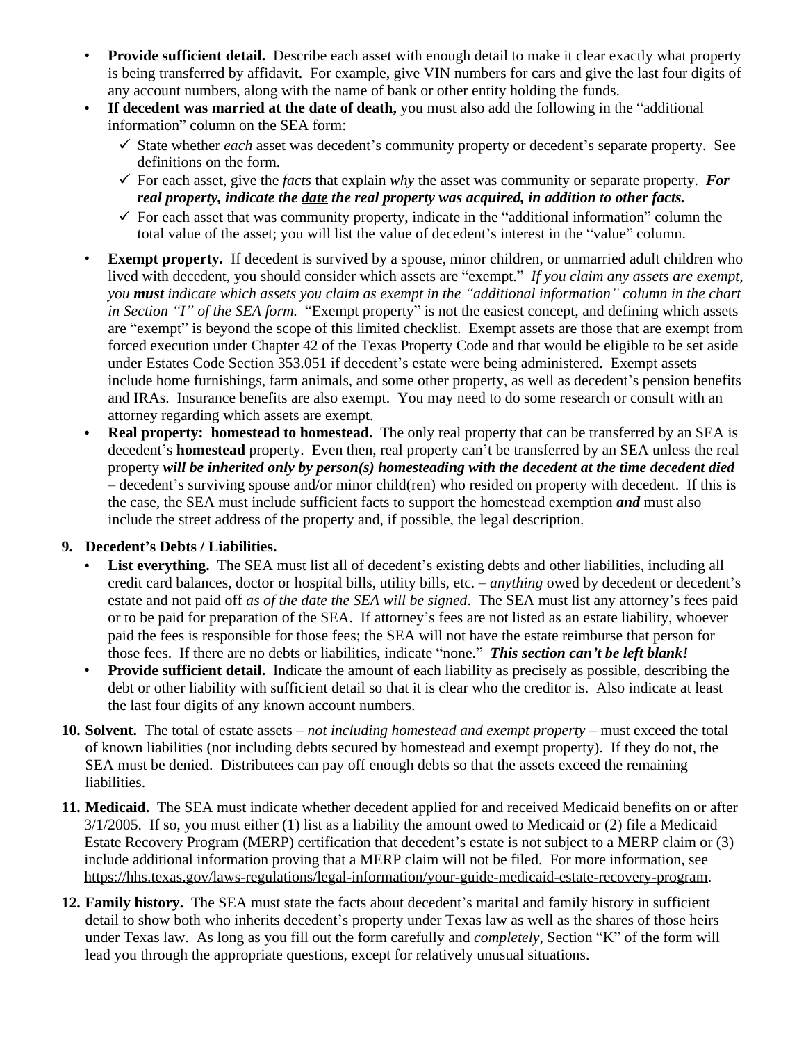- **Provide sufficient detail.** Describe each asset with enough detail to make it clear exactly what property is being transferred by affidavit. For example, give VIN numbers for cars and give the last four digits of any account numbers, along with the name of bank or other entity holding the funds.
- **If decedent was married at the date of death,** you must also add the following in the "additional information" column on the SEA form:
  - ✓ State whether *each* asset was decedent's community property or decedent's separate property. See definitions on the form.
  - ✓ For each asset, give the *facts* that explain *why* the asset was community or separate property. ***For real property, indicate the <u>date</u> the real property was acquired, in addition to other facts.***
  - ✓ For each asset that was community property, indicate in the "additional information" column the total value of the asset; you will list the value of decedent's interest in the "value" column.
- **Exempt property.** If decedent is survived by a spouse, minor children, or unmarried adult children who lived with decedent, you should consider which assets are "exempt." *If you claim any assets are exempt, you **must** indicate which assets you claim as exempt in the "additional information" column in the chart in Section "I" of the SEA form.* "Exempt property" is not the easiest concept, and defining which assets are "exempt" is beyond the scope of this limited checklist. Exempt assets are those that are exempt from forced execution under Chapter 42 of the Texas Property Code and that would be eligible to be set aside under Estates Code Section 353.051 if decedent's estate were being administered. Exempt assets include home furnishings, farm animals, and some other property, as well as decedent's pension benefits and IRAs. Insurance benefits are also exempt. You may need to do some research or consult with an attorney regarding which assets are exempt.
- **Real property: homestead to homestead.** The only real property that can be transferred by an SEA is decedent's **homestead** property. Even then, real property can't be transferred by an SEA unless the real property ***will be inherited only by person(s) homesteading with the decedent at the time decedent died*** – decedent's surviving spouse and/or minor child(ren) who resided on property with decedent. If this is the case, the SEA must include sufficient facts to support the homestead exemption ***and*** must also include the street address of the property and, if possible, the legal description.

**9. Decedent's Debts / Liabilities.**

- **List everything.** The SEA must list all of decedent's existing debts and other liabilities, including all credit card balances, doctor or hospital bills, utility bills, etc. – *anything* owed by decedent or decedent's estate and not paid off *as of the date the SEA will be signed*. The SEA must list any attorney's fees paid or to be paid for preparation of the SEA. If attorney's fees are not listed as an estate liability, whoever paid the fees is responsible for those fees; the SEA will not have the estate reimburse that person for those fees. If there are no debts or liabilities, indicate "none." ***This section can't be left blank!***
- **Provide sufficient detail.** Indicate the amount of each liability as precisely as possible, describing the debt or other liability with sufficient detail so that it is clear who the creditor is. Also indicate at least the last four digits of any known account numbers.

**10. Solvent.** The total of estate assets – *not including homestead and exempt property* – must exceed the total of known liabilities (not including debts secured by homestead and exempt property). If they do not, the SEA must be denied. Distributees can pay off enough debts so that the assets exceed the remaining liabilities.

**11. Medicaid.** The SEA must indicate whether decedent applied for and received Medicaid benefits on or after 3/1/2005. If so, you must either (1) list as a liability the amount owed to Medicaid or (2) file a Medicaid Estate Recovery Program (MERP) certification that decedent's estate is not subject to a MERP claim or (3) include additional information proving that a MERP claim will not be filed. For more information, see https://hhs.texas.gov/laws-regulations/legal-information/your-guide-medicaid-estate-recovery-program.

**12. Family history.** The SEA must state the facts about decedent's marital and family history in sufficient detail to show both who inherits decedent's property under Texas law as well as the shares of those heirs under Texas law. As long as you fill out the form carefully and *completely*, Section "K" of the form will lead you through the appropriate questions, except for relatively unusual situations.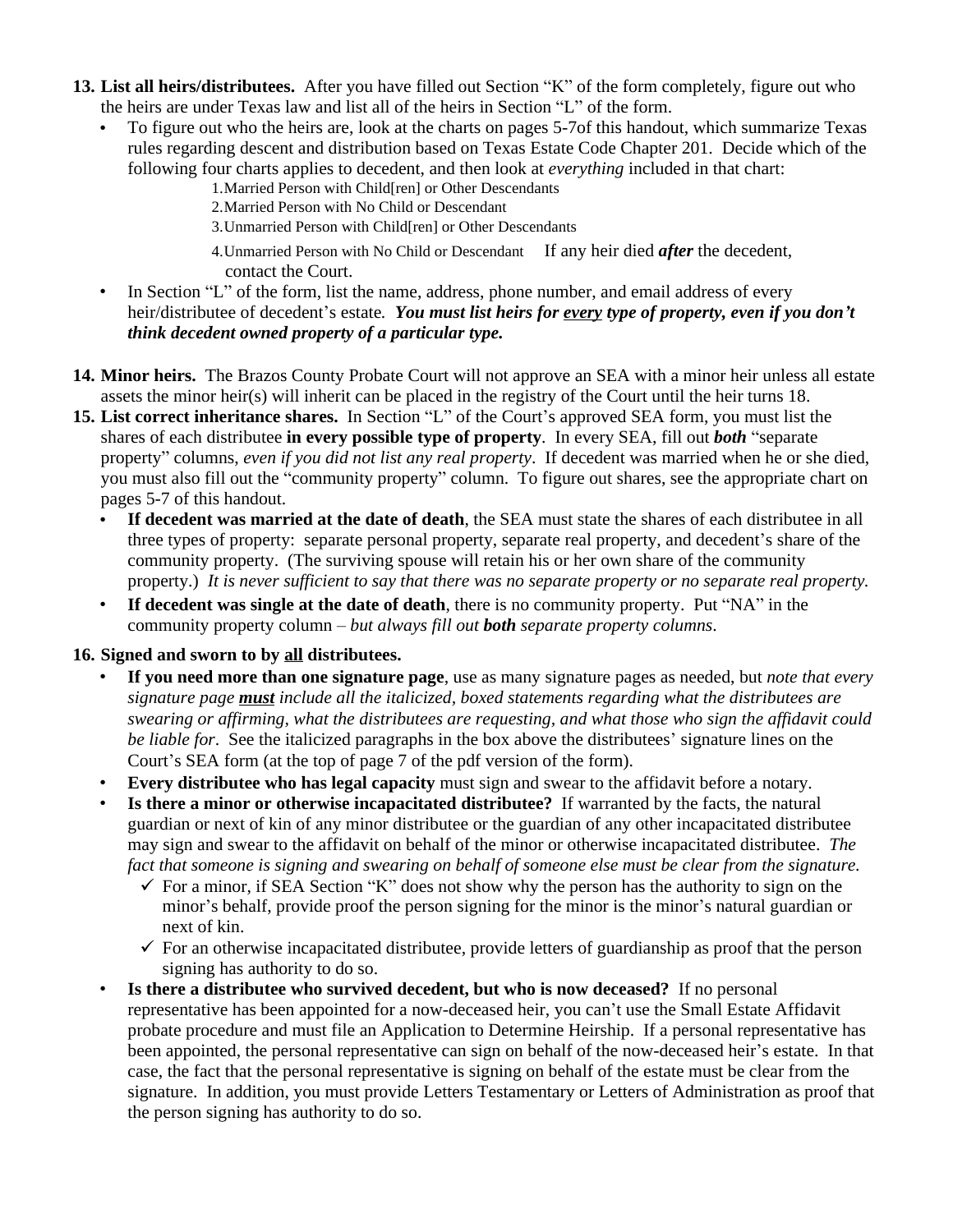13. **List all heirs/distributees.** After you have filled out Section "K" of the form completely, figure out who the heirs are under Texas law and list all of the heirs in Section "L" of the form.
    - To figure out who the heirs are, look at the charts on pages 5-7of this handout, which summarize Texas rules regarding descent and distribution based on Texas Estate Code Chapter 201. Decide which of the following four charts applies to decedent, and then look at *everything* included in that chart:
        1. Married Person with Child[ren] or Other Descendants
        2. Married Person with No Child or Descendant
        3. Unmarried Person with Child[ren] or Other Descendants
        4. Unmarried Person with No Child or Descendant  If any heir died ***after*** the decedent, contact the Court.
    - In Section "L" of the form, list the name, address, phone number, and email address of every heir/distributee of decedent's estate. ***You must list heirs for <u>every</u> type of property, even if you don't think decedent owned property of a particular type.***

14. **Minor heirs.** The Brazos County Probate Court will not approve an SEA with a minor heir unless all estate assets the minor heir(s) will inherit can be placed in the registry of the Court until the heir turns 18.

15. **List correct inheritance shares.** In Section "L" of the Court's approved SEA form, you must list the shares of each distributee **in every possible type of property**. In every SEA, fill out ***both*** "separate property" columns, *even if you did not list any real property*. If decedent was married when he or she died, you must also fill out the "community property" column. To figure out shares, see the appropriate chart on pages 5-7 of this handout.
    - **If decedent was married at the date of death**, the SEA must state the shares of each distributee in all three types of property: separate personal property, separate real property, and decedent's share of the community property. (The surviving spouse will retain his or her own share of the community property.) *It is never sufficient to say that there was no separate property or no separate real property.*
    - **If decedent was single at the date of death**, there is no community property. Put "NA" in the community property column – *but always fill out **both** separate property columns*.

16. **Signed and sworn to by <u>all</u> distributees.**
    - **If you need more than one signature page**, use as many signature pages as needed, but *note that every signature page **<u>must</u>** include all the italicized, boxed statements regarding what the distributees are swearing or affirming, what the distributees are requesting, and what those who sign the affidavit could be liable for*. See the italicized paragraphs in the box above the distributees' signature lines on the Court's SEA form (at the top of page 7 of the pdf version of the form).
    - **Every distributee who has legal capacity** must sign and swear to the affidavit before a notary.
    - **Is there a minor or otherwise incapacitated distributee?** If warranted by the facts, the natural guardian or next of kin of any minor distributee or the guardian of any other incapacitated distributee may sign and swear to the affidavit on behalf of the minor or otherwise incapacitated distributee. *The fact that someone is signing and swearing on behalf of someone else must be clear from the signature.*
        - ✓ For a minor, if SEA Section "K" does not show why the person has the authority to sign on the minor's behalf, provide proof the person signing for the minor is the minor's natural guardian or next of kin.
        - ✓ For an otherwise incapacitated distributee, provide letters of guardianship as proof that the person signing has authority to do so.
    - **Is there a distributee who survived decedent, but who is now deceased?** If no personal representative has been appointed for a now-deceased heir, you can't use the Small Estate Affidavit probate procedure and must file an Application to Determine Heirship. If a personal representative has been appointed, the personal representative can sign on behalf of the now-deceased heir's estate. In that case, the fact that the personal representative is signing on behalf of the estate must be clear from the signature. In addition, you must provide Letters Testamentary or Letters of Administration as proof that the person signing has authority to do so.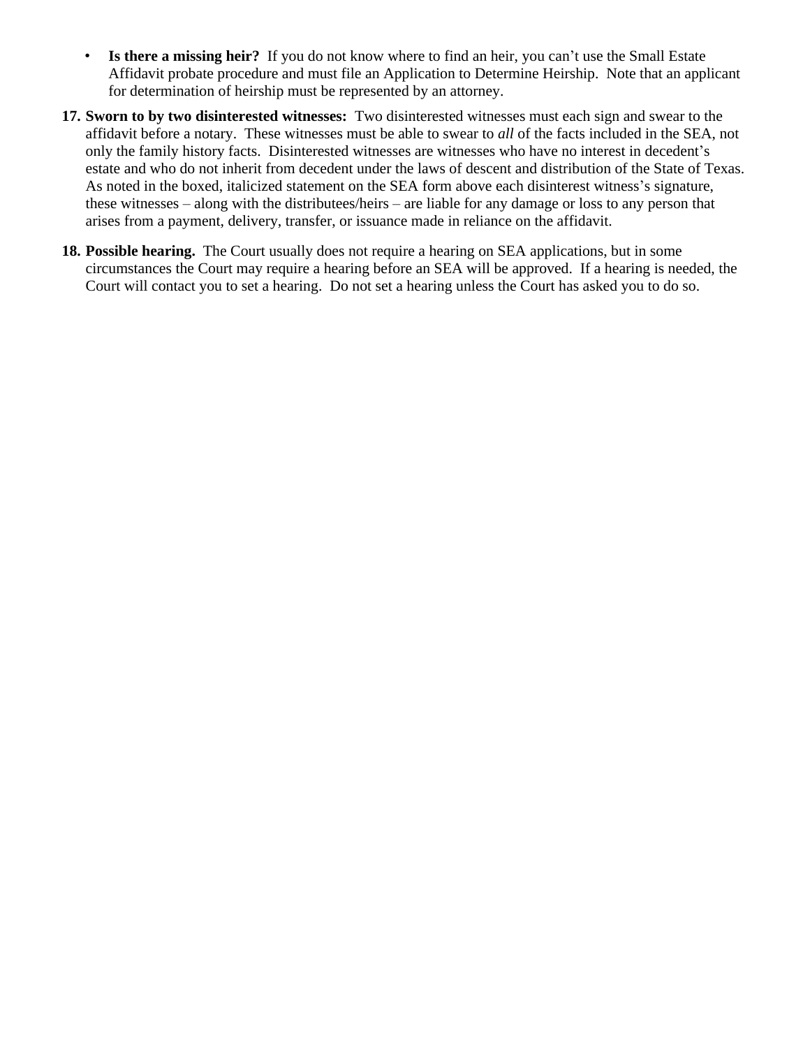- **Is there a missing heir?** If you do not know where to find an heir, you can't use the Small Estate Affidavit probate procedure and must file an Application to Determine Heirship. Note that an applicant for determination of heirship must be represented by an attorney.

17. **Sworn to by two disinterested witnesses:** Two disinterested witnesses must each sign and swear to the affidavit before a notary. These witnesses must be able to swear to *all* of the facts included in the SEA, not only the family history facts. Disinterested witnesses are witnesses who have no interest in decedent's estate and who do not inherit from decedent under the laws of descent and distribution of the State of Texas. As noted in the boxed, italicized statement on the SEA form above each disinterest witness's signature, these witnesses – along with the distributees/heirs – are liable for any damage or loss to any person that arises from a payment, delivery, transfer, or issuance made in reliance on the affidavit.

18. **Possible hearing.** The Court usually does not require a hearing on SEA applications, but in some circumstances the Court may require a hearing before an SEA will be approved. If a hearing is needed, the Court will contact you to set a hearing. Do not set a hearing unless the Court has asked you to do so.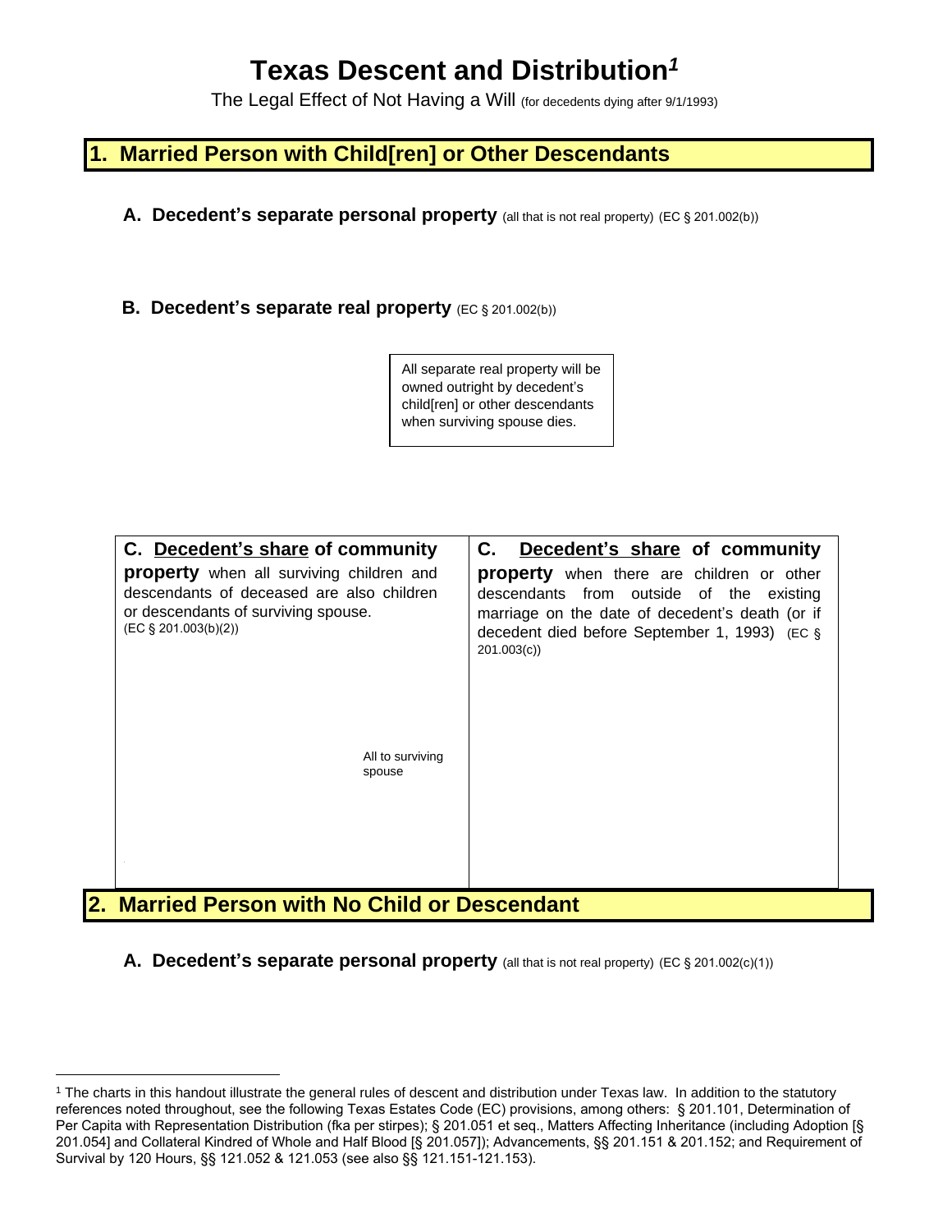# Texas Descent and Distribution[1]

The Legal Effect of Not Having a Will (for decedents dying after 9/1/1993)

## 1. Married Person with Child[ren] or Other Descendants

**A. Decedent's separate personal property** (all that is not real property) (EC § 201.002(b))

**B. Decedent's separate real property** (EC § 201.002(b))

All separate real property will be owned outright by decedent's child[ren] or other descendants when surviving spouse dies.

| **C. <u>Decedent's share</u> of community property** when all surviving children and descendants of deceased are also children or descendants of surviving spouse. (EC § 201.003(b)(2)) | **C. <u>Decedent's share</u> of community property** when there are children or other descendants from outside of the existing marriage on the date of decedent's death (or if decedent died before September 1, 1993) (EC § 201.003(c)) |
|---|---|
| All to surviving spouse | |

## 2. Married Person with No Child or Descendant

**A. Decedent's separate personal property** (all that is not real property) (EC § 201.002(c)(1))

[1] The charts in this handout illustrate the general rules of descent and distribution under Texas law. In addition to the statutory references noted throughout, see the following Texas Estates Code (EC) provisions, among others: § 201.101, Determination of Per Capita with Representation Distribution (fka per stirpes); § 201.051 et seq., Matters Affecting Inheritance (including Adoption [§ 201.054] and Collateral Kindred of Whole and Half Blood [§ 201.057]); Advancements, §§ 201.151 & 201.152; and Requirement of Survival by 120 Hours, §§ 121.052 & 121.053 (see also §§ 121.151-121.153).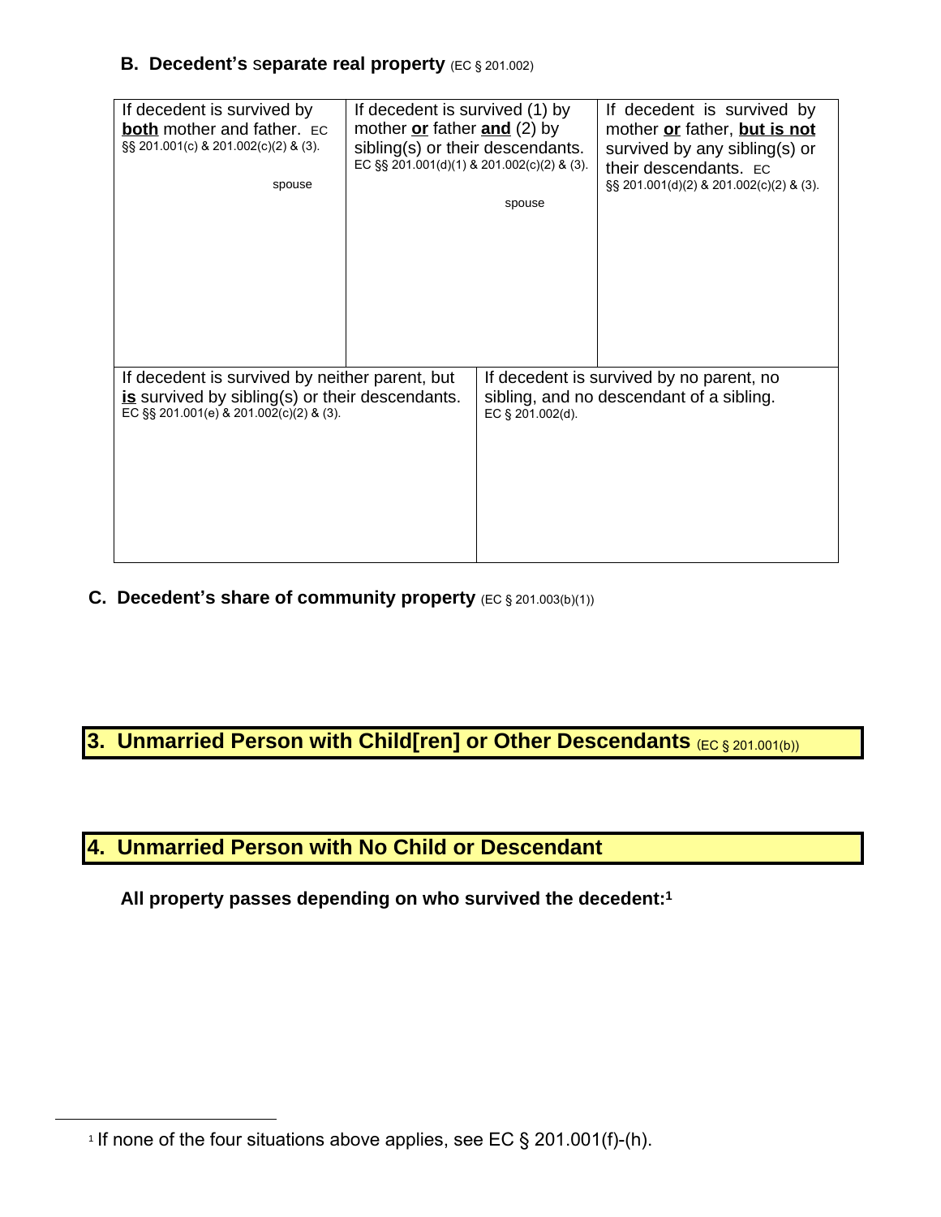### B. Decedent's separate real property (EC § 201.002)

| If decedent is survived by **both** mother and father. EC §§ 201.001(c) & 201.002(c)(2) & (3). | If decedent is survived (1) by mother **or** father **and** (2) by sibling(s) or their descendants. EC §§ 201.001(d)(1) & 201.002(c)(2) & (3). | If decedent is survived by mother **or** father, **but is not** survived by any sibling(s) or their descendants. EC §§ 201.001(d)(2) & 201.002(c)(2) & (3). |
|---|---|---|
| spouse | spouse | |

| If decedent is survived by neither parent, but **is** survived by sibling(s) or their descendants. EC §§ 201.001(e) & 201.002(c)(2) & (3). | If decedent is survived by no parent, no sibling, and no descendant of a sibling. EC § 201.002(d). |
|---|---|
| | |

### C. Decedent's share of community property (EC § 201.003(b)(1))

## 3. Unmarried Person with Child[ren] or Other Descendants (EC § 201.001(b))

## 4. Unmarried Person with No Child or Descendant

**All property passes depending on who survived the decedent:[1]**

[1] If none of the four situations above applies, see EC § 201.001(f)-(h).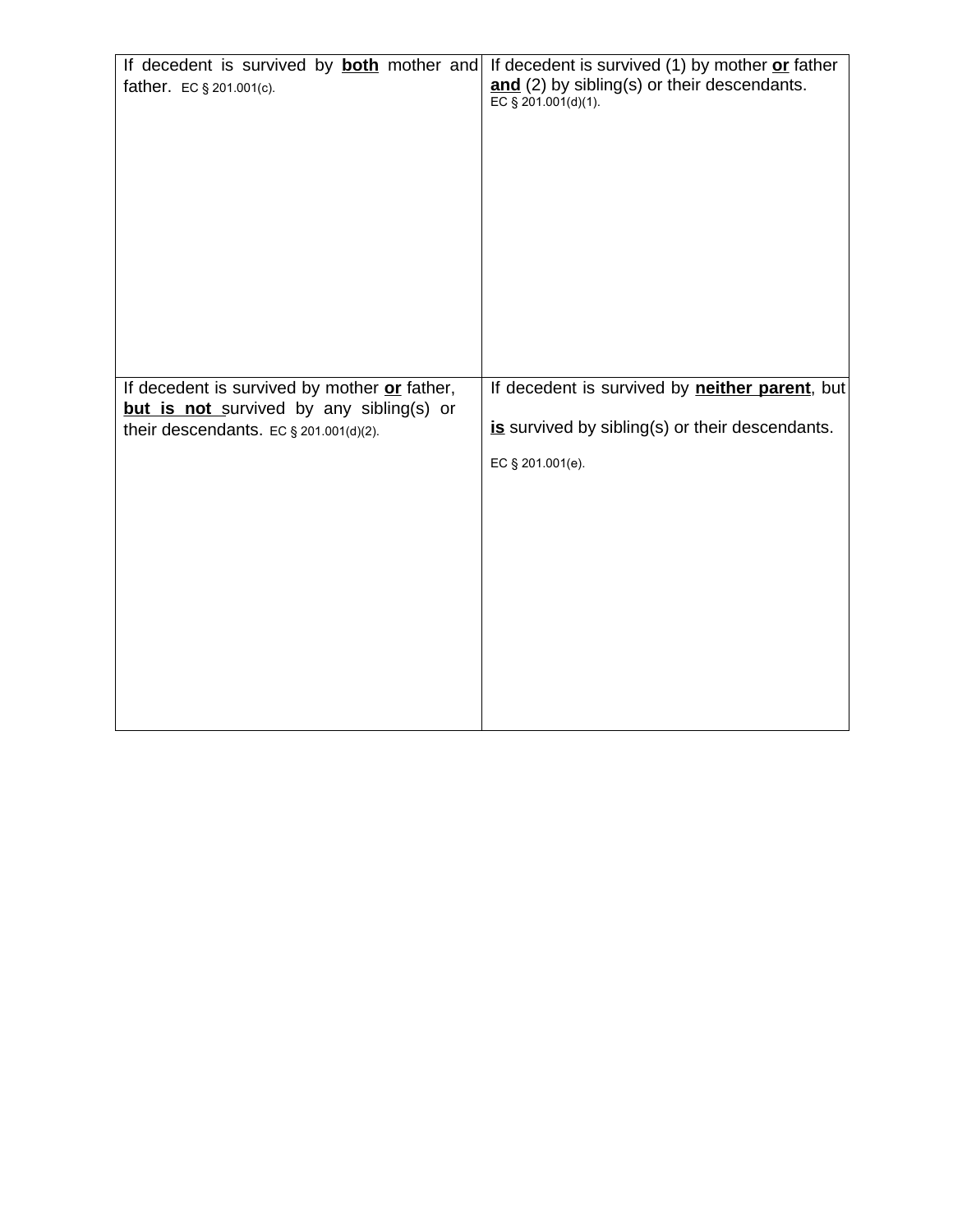| | |
|---|---|
| If decedent is survived by **both** mother and father. EC § 201.001(c). | If decedent is survived (1) by mother **or** father **and** (2) by sibling(s) or their descendants. EC § 201.001(d)(1). |
| If decedent is survived by mother **or** father, **but is not** survived by any sibling(s) or their descendants. EC § 201.001(d)(2). | If decedent is survived by **neither parent**, but **is** survived by sibling(s) or their descendants. EC § 201.001(e). |